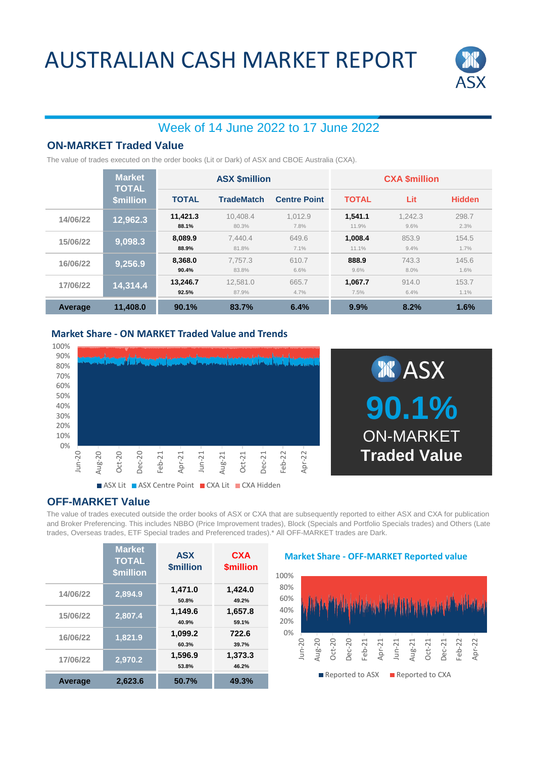# AUSTRALIAN CASH MARKET REPORT

## Week of 14 June 2022 to 17 June 2022

### ON-MARKET Traded Value

The value of trades executed on the order books (Lit or Dark) of ASX and CBOE Australia (CXA).

| | Market TOTAL $million | ASX $million | | | CXA $million | | |
|---|---|---|---|---|---|---|---|
| | | TOTAL | TradeMatch | Centre Point | TOTAL | Lit | Hidden |
| 14/06/22 | 12,962.3 | 11,421.3<br>88.1% | 10,408.4<br>80.3% | 1,012.9<br>7.8% | 1,541.1<br>11.9% | 1,242.3<br>9.6% | 298.7<br>2.3% |
| 15/06/22 | 9,098.3 | 8,089.9<br>88.9% | 7,440.4<br>81.8% | 649.6<br>7.1% | 1,008.4<br>11.1% | 853.9<br>9.4% | 154.5<br>1.7% |
| 16/06/22 | 9,256.9 | 8,368.0<br>90.4% | 7,757.3<br>83.8% | 610.7<br>6.6% | 888.9<br>9.6% | 743.3<br>8.0% | 145.6<br>1.6% |
| 17/06/22 | 14,314.4 | 13,246.7<br>92.5% | 12,581.0<br>87.9% | 665.7<br>4.7% | 1,067.7<br>7.5% | 914.0<br>6.4% | 153.7<br>1.1% |
| **Average** | **11,408.0** | **90.1%** | **83.7%** | **6.4%** | **9.9%** | **8.2%** | **1.6%** |

### Market Share - ON MARKET Traded Value and Trends

ASX Lit | ASX Centre Point | CXA Lit | CXA Hidden

ASX **90.1%** ON-MARKET **Traded Value**

### OFF-MARKET Value

The value of trades executed outside the order books of ASX or CXA that are subsequently reported to either ASX and CXA for publication and Broker Preferencing. This includes NBBO (Price Improvement trades), Block (Specials and Portfolio Specials trades) and Others (Late trades, Overseas trades, ETF Special trades and Preferenced trades).* All OFF-MARKET trades are Dark.

| | Market TOTAL $million | ASX $million | CXA $million |
|---|---|---|---|
| 14/06/22 | 2,894.9 | 1,471.0<br>50.8% | 1,424.0<br>49.2% |
| 15/06/22 | 2,807.4 | 1,149.6<br>40.9% | 1,657.8<br>59.1% |
| 16/06/22 | 1,821.9 | 1,099.2<br>60.3% | 722.6<br>39.7% |
| 17/06/22 | 2,970.2 | 1,596.9<br>53.8% | 1,373.3<br>46.2% |
| **Average** | **2,623.6** | **50.7%** | **49.3%** |

### Market Share - OFF-MARKET Reported value

Reported to ASX | Reported to CXA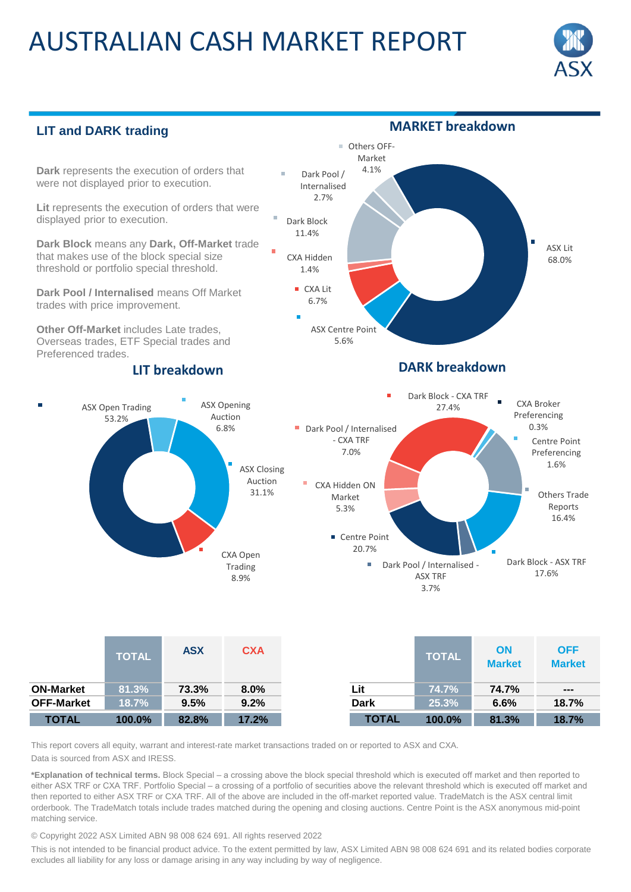# AUSTRALIAN CASH MARKET REPORT

ASX

## LIT and DARK trading

**Dark** represents the execution of orders that were not displayed prior to execution.

**Lit** represents the execution of orders that were displayed prior to execution.

**Dark Block** means any **Dark, Off-Market** trade that makes use of the block special size threshold or portfolio special threshold.

**Dark Pool / Internalised** means Off Market trades with price improvement.

**Other Off-Market** includes Late trades, Overseas trades, ETF Special trades and Preferenced trades.

## MARKET breakdown

Others OFF-Market 4.1%
Dark Pool / Internalised 2.7%
Dark Block 11.4%
CXA Hidden 1.4%
CXA Lit 6.7%
ASX Centre Point 5.6%
ASX Lit 68.0%

## LIT breakdown

ASX Open Trading 53.2%
ASX Opening Auction 6.8%
ASX Closing Auction 31.1%
CXA Open Trading 8.9%

## DARK breakdown

Dark Block - CXA TRF 27.4%
CXA Broker Preferencing 0.3%
Centre Point Preferencing 1.6%
Others Trade Reports 16.4%
Dark Block - ASX TRF 17.6%
Dark Pool / Internalised - ASX TRF 3.7%
Centre Point 20.7%
CXA Hidden ON Market 5.3%
Dark Pool / Internalised - CXA TRF 7.0%

| | TOTAL | ASX | CXA |
|---|---|---|---|
| **ON-Market** | 81.3% | 73.3% | 8.0% |
| **OFF-Market** | 18.7% | 9.5% | 9.2% |
| **TOTAL** | 100.0% | 82.8% | 17.2% |

| | TOTAL | ON Market | OFF Market |
|---|---|---|---|
| **Lit** | 74.7% | 74.7% | --- |
| **Dark** | 25.3% | 6.6% | 18.7% |
| **TOTAL** | 100.0% | 81.3% | 18.7% |

This report covers all equity, warrant and interest-rate market transactions traded on or reported to ASX and CXA.

Data is sourced from ASX and IRESS.

**\*Explanation of technical terms.** Block Special – a crossing above the block special threshold which is executed off market and then reported to either ASX TRF or CXA TRF. Portfolio Special – a crossing of a portfolio of securities above the relevant threshold which is executed off market and then reported to either ASX TRF or CXA TRF. All of the above are included in the off-market reported value. TradeMatch is the ASX central limit orderbook. The TradeMatch totals include trades matched during the opening and closing auctions. Centre Point is the ASX anonymous mid-point matching service.

© Copyright 2022 ASX Limited ABN 98 008 624 691. All rights reserved 2022

This is not intended to be financial product advice. To the extent permitted by law, ASX Limited ABN 98 008 624 691 and its related bodies corporate excludes all liability for any loss or damage arising in any way including by way of negligence.